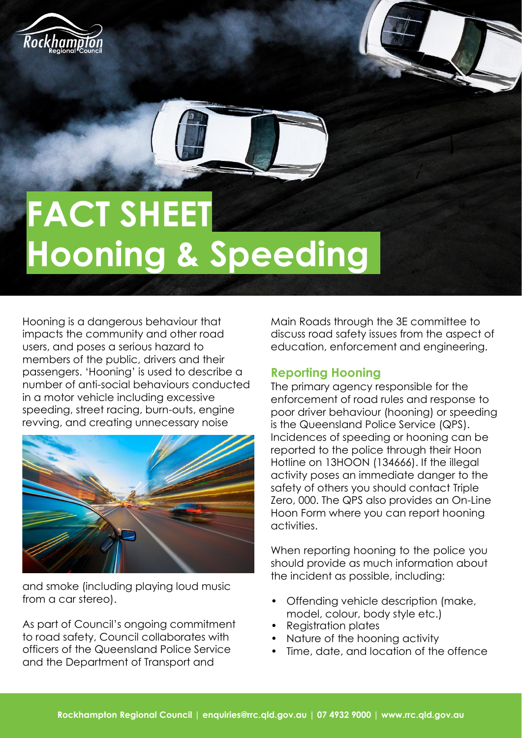# FACT SHEET Hooning & Speeding

Hooning is a dangerous behaviour that impacts the community and other road users, and poses a serious hazard to members of the public, drivers and their passengers. 'Hooning' is used to describe a number of anti-social behaviours conducted in a motor vehicle including excessive speeding, street racing, burn-outs, engine revving, and creating unnecessary noise and smoke (including playing loud music from a car stereo).

As part of Council's ongoing commitment to road safety, Council collaborates with officers of the Queensland Police Service and the Department of Transport and Main Roads through the 3E committee to discuss road safety issues from the aspect of education, enforcement and engineering.

## Reporting Hooning

The primary agency responsible for the enforcement of road rules and response to poor driver behaviour (hooning) or speeding is the Queensland Police Service (QPS). Incidences of speeding or hooning can be reported to the police through their Hoon Hotline on 13HOON (134666). If the illegal activity poses an immediate danger to the safety of others you should contact Triple Zero, 000. The QPS also provides an On-Line Hoon Form where you can report hooning activities.

When reporting hooning to the police you should provide as much information about the incident as possible, including:

- Offending vehicle description (make, model, colour, body style etc.)
- Registration plates
- Nature of the hooning activity
- Time, date, and location of the offence

Rockhampton Regional Council | enquiries@rrc.qld.gov.au | 07 4932 9000 | www.rrc.qld.gov.au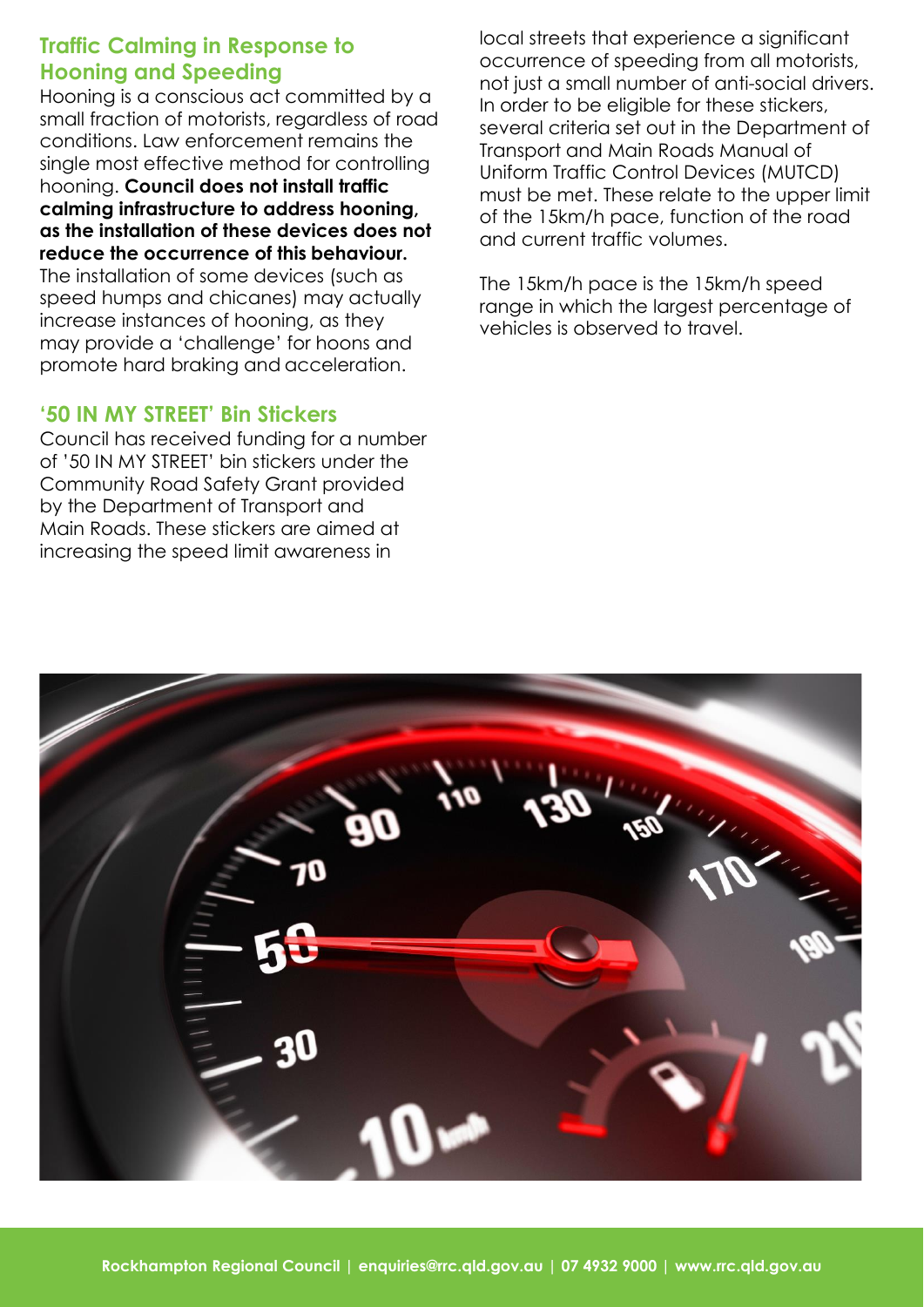## Traffic Calming in Response to Hooning and Speeding

Hooning is a conscious act committed by a small fraction of motorists, regardless of road conditions. Law enforcement remains the single most effective method for controlling hooning. **Council does not install traffic calming infrastructure to address hooning, as the installation of these devices does not reduce the occurrence of this behaviour.** The installation of some devices (such as speed humps and chicanes) may actually increase instances of hooning, as they may provide a 'challenge' for hoons and promote hard braking and acceleration.

## '50 IN MY STREET' Bin Stickers

Council has received funding for a number of '50 IN MY STREET' bin stickers under the Community Road Safety Grant provided by the Department of Transport and Main Roads. These stickers are aimed at increasing the speed limit awareness in local streets that experience a significant occurrence of speeding from all motorists, not just a small number of anti-social drivers. In order to be eligible for these stickers, several criteria set out in the Department of Transport and Main Roads Manual of Uniform Traffic Control Devices (MUTCD) must be met. These relate to the upper limit of the 15km/h pace, function of the road and current traffic volumes.

The 15km/h pace is the 15km/h speed range in which the largest percentage of vehicles is observed to travel.